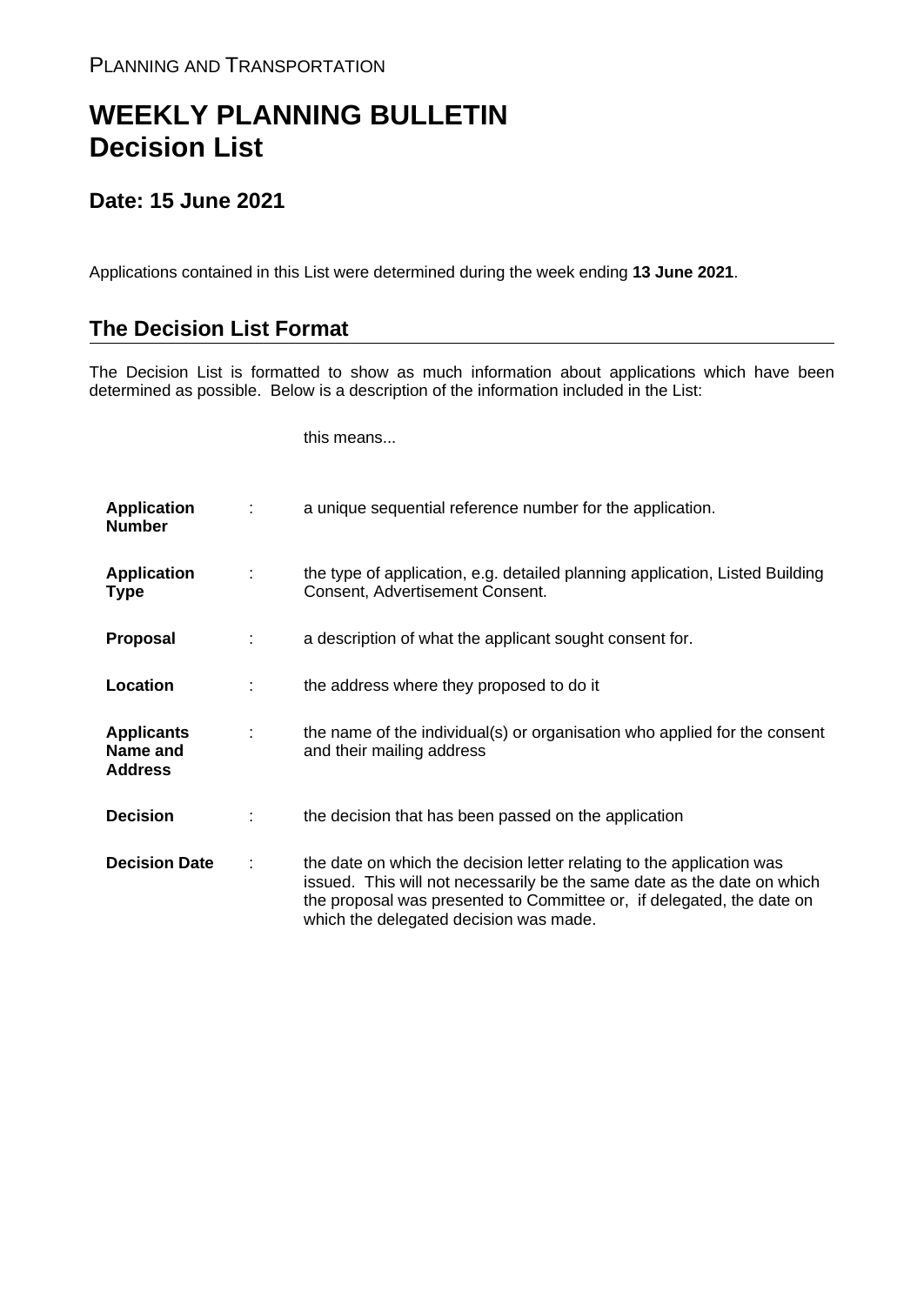PLANNING AND TRANSPORTATION

# WEEKLY PLANNING BULLETIN
# Decision List

## Date: 15 June 2021

Applications contained in this List were determined during the week ending **13 June 2021**.

## The Decision List Format

The Decision List is formatted to show as much information about applications which have been determined as possible. Below is a description of the information included in the List:

| | | this means... |
|---|---|---|
| **Application Number** | : | a unique sequential reference number for the application. |
| **Application Type** | : | the type of application, e.g. detailed planning application, Listed Building Consent, Advertisement Consent. |
| **Proposal** | : | a description of what the applicant sought consent for. |
| **Location** | : | the address where they proposed to do it |
| **Applicants Name and Address** | : | the name of the individual(s) or organisation who applied for the consent and their mailing address |
| **Decision** | : | the decision that has been passed on the application |
| **Decision Date** | : | the date on which the decision letter relating to the application was issued. This will not necessarily be the same date as the date on which the proposal was presented to Committee or, if delegated, the date on which the delegated decision was made. |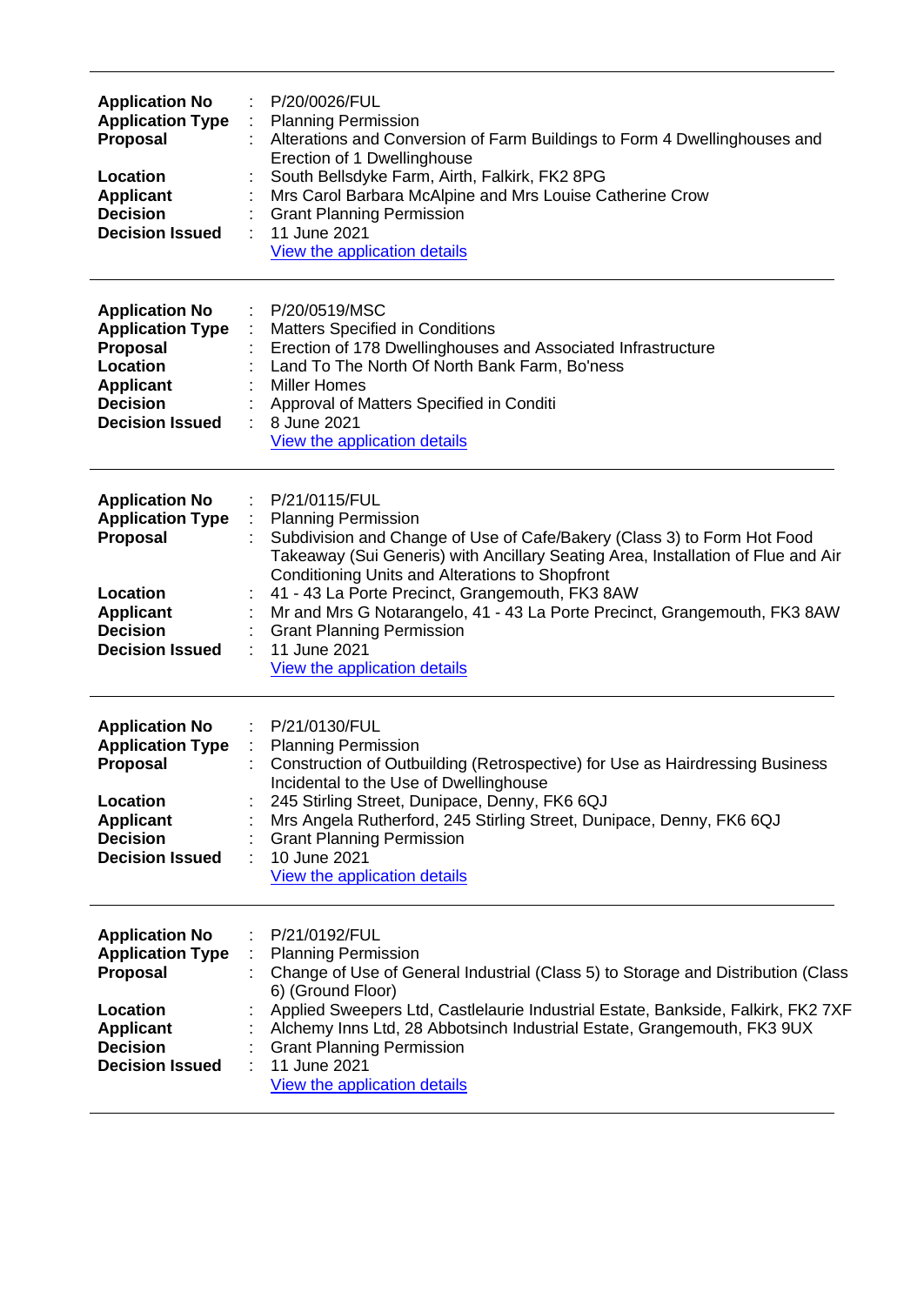---

**Application No** : P/20/0026/FUL
**Application Type** : Planning Permission
**Proposal** : Alterations and Conversion of Farm Buildings to Form 4 Dwellinghouses and Erection of 1 Dwellinghouse
**Location** : South Bellsdyke Farm, Airth, Falkirk, FK2 8PG
**Applicant** : Mrs Carol Barbara McAlpine and Mrs Louise Catherine Crow
**Decision** : Grant Planning Permission
**Decision Issued** : 11 June 2021
View the application details

---

**Application No** : P/20/0519/MSC
**Application Type** : Matters Specified in Conditions
**Proposal** : Erection of 178 Dwellinghouses and Associated Infrastructure
**Location** : Land To The North Of North Bank Farm, Bo'ness
**Applicant** : Miller Homes
**Decision** : Approval of Matters Specified in Conditi
**Decision Issued** : 8 June 2021
View the application details

---

**Application No** : P/21/0115/FUL
**Application Type** : Planning Permission
**Proposal** : Subdivision and Change of Use of Cafe/Bakery (Class 3) to Form Hot Food Takeaway (Sui Generis) with Ancillary Seating Area, Installation of Flue and Air Conditioning Units and Alterations to Shopfront
**Location** : 41 - 43 La Porte Precinct, Grangemouth, FK3 8AW
**Applicant** : Mr and Mrs G Notarangelo, 41 - 43 La Porte Precinct, Grangemouth, FK3 8AW
**Decision** : Grant Planning Permission
**Decision Issued** : 11 June 2021
View the application details

---

**Application No** : P/21/0130/FUL
**Application Type** : Planning Permission
**Proposal** : Construction of Outbuilding (Retrospective) for Use as Hairdressing Business Incidental to the Use of Dwellinghouse
**Location** : 245 Stirling Street, Dunipace, Denny, FK6 6QJ
**Applicant** : Mrs Angela Rutherford, 245 Stirling Street, Dunipace, Denny, FK6 6QJ
**Decision** : Grant Planning Permission
**Decision Issued** : 10 June 2021
View the application details

---

**Application No** : P/21/0192/FUL
**Application Type** : Planning Permission
**Proposal** : Change of Use of General Industrial (Class 5) to Storage and Distribution (Class 6) (Ground Floor)
**Location** : Applied Sweepers Ltd, Castlelaurie Industrial Estate, Bankside, Falkirk, FK2 7XF
**Applicant** : Alchemy Inns Ltd, 28 Abbotsinch Industrial Estate, Grangemouth, FK3 9UX
**Decision** : Grant Planning Permission
**Decision Issued** : 11 June 2021
View the application details

---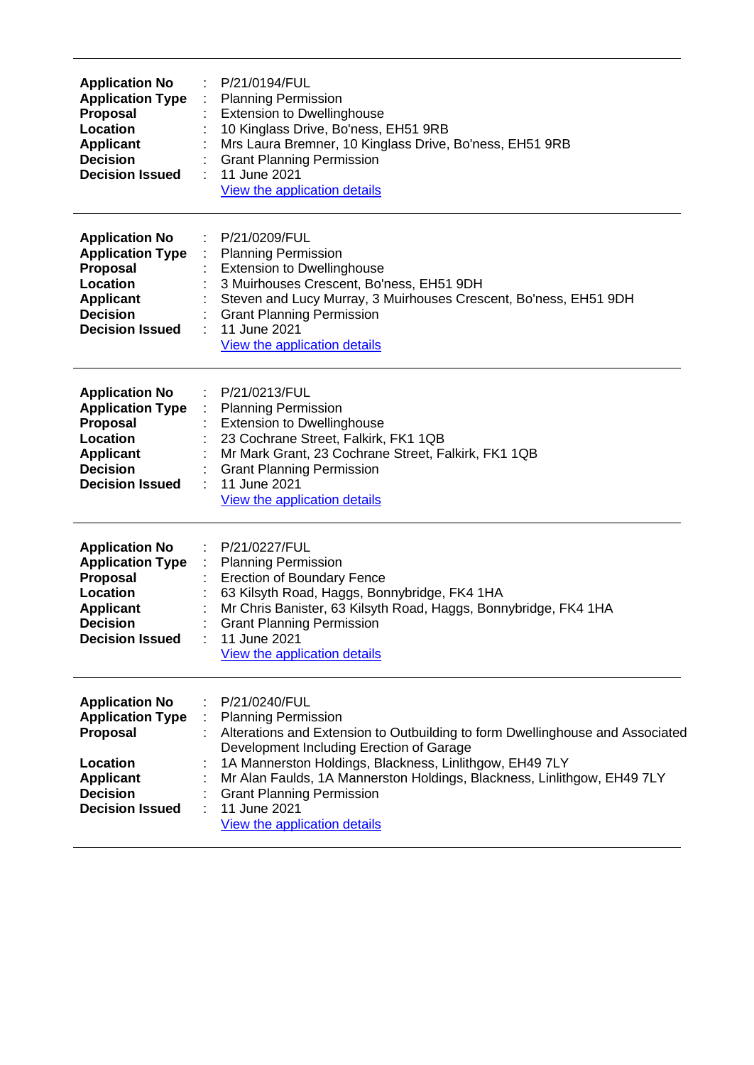---

| | | |
|---|---|---|
| **Application No** | : | P/21/0194/FUL |
| **Application Type** | : | Planning Permission |
| **Proposal** | : | Extension to Dwellinghouse |
| **Location** | : | 10 Kinglass Drive, Bo'ness, EH51 9RB |
| **Applicant** | : | Mrs Laura Bremner, 10 Kinglass Drive, Bo'ness, EH51 9RB |
| **Decision** | : | Grant Planning Permission |
| **Decision Issued** | : | 11 June 2021 |
| | | View the application details |

---

| | | |
|---|---|---|
| **Application No** | : | P/21/0209/FUL |
| **Application Type** | : | Planning Permission |
| **Proposal** | : | Extension to Dwellinghouse |
| **Location** | : | 3 Muirhouses Crescent, Bo'ness, EH51 9DH |
| **Applicant** | : | Steven and Lucy Murray, 3 Muirhouses Crescent, Bo'ness, EH51 9DH |
| **Decision** | : | Grant Planning Permission |
| **Decision Issued** | : | 11 June 2021 |
| | | View the application details |

---

| | | |
|---|---|---|
| **Application No** | : | P/21/0213/FUL |
| **Application Type** | : | Planning Permission |
| **Proposal** | : | Extension to Dwellinghouse |
| **Location** | : | 23 Cochrane Street, Falkirk, FK1 1QB |
| **Applicant** | : | Mr Mark Grant, 23 Cochrane Street, Falkirk, FK1 1QB |
| **Decision** | : | Grant Planning Permission |
| **Decision Issued** | : | 11 June 2021 |
| | | View the application details |

---

| | | |
|---|---|---|
| **Application No** | : | P/21/0227/FUL |
| **Application Type** | : | Planning Permission |
| **Proposal** | : | Erection of Boundary Fence |
| **Location** | : | 63 Kilsyth Road, Haggs, Bonnybridge, FK4 1HA |
| **Applicant** | : | Mr Chris Banister, 63 Kilsyth Road, Haggs, Bonnybridge, FK4 1HA |
| **Decision** | : | Grant Planning Permission |
| **Decision Issued** | : | 11 June 2021 |
| | | View the application details |

---

| | | |
|---|---|---|
| **Application No** | : | P/21/0240/FUL |
| **Application Type** | : | Planning Permission |
| **Proposal** | : | Alterations and Extension to Outbuilding to form Dwellinghouse and Associated Development Including Erection of Garage |
| **Location** | : | 1A Mannerston Holdings, Blackness, Linlithgow, EH49 7LY |
| **Applicant** | : | Mr Alan Faulds, 1A Mannerston Holdings, Blackness, Linlithgow, EH49 7LY |
| **Decision** | : | Grant Planning Permission |
| **Decision Issued** | : | 11 June 2021 |
| | | View the application details |

---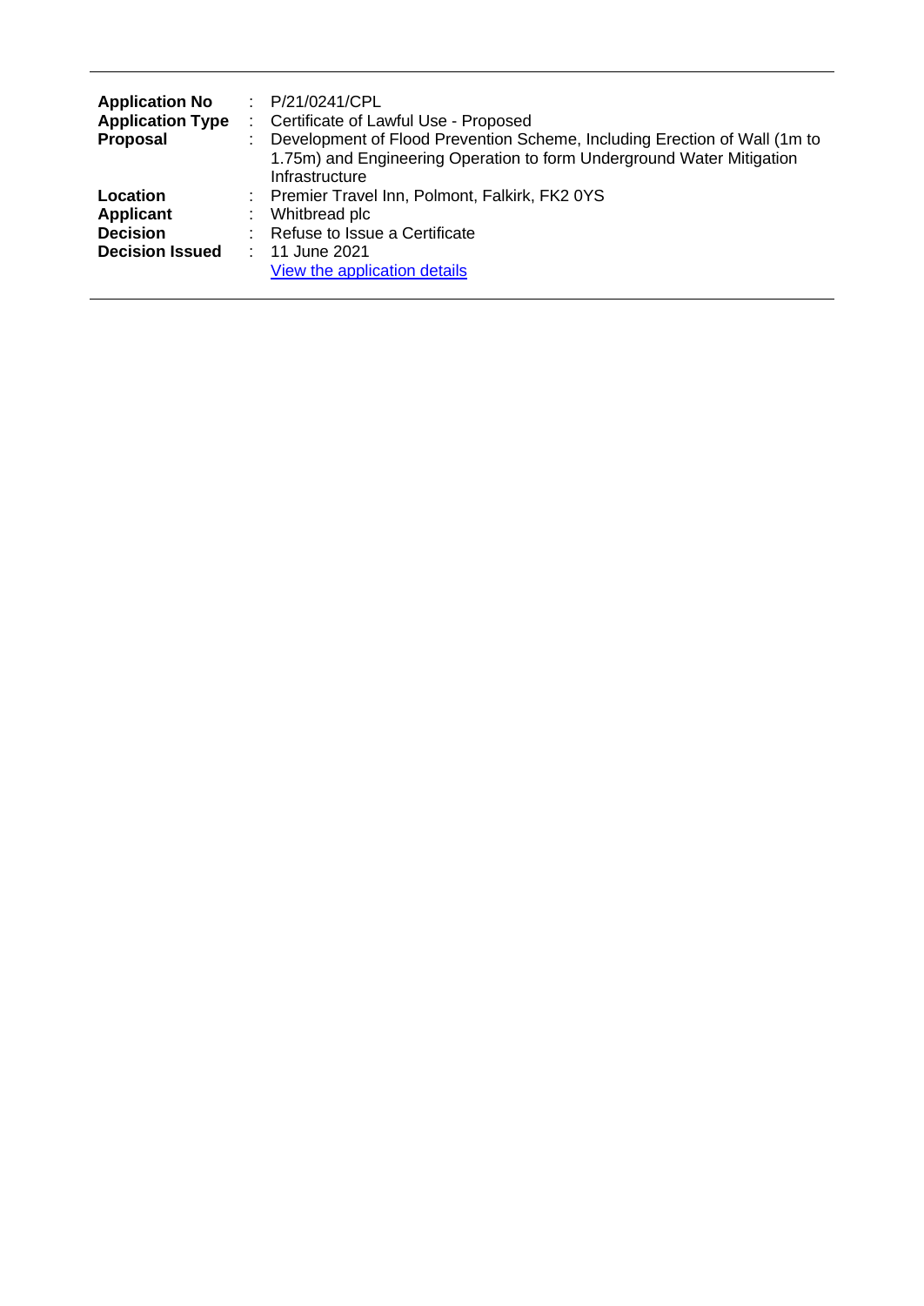| | | |
|---|---|---|
| **Application No** | : | P/21/0241/CPL |
| **Application Type** | : | Certificate of Lawful Use - Proposed |
| **Proposal** | : | Development of Flood Prevention Scheme, Including Erection of Wall (1m to 1.75m) and Engineering Operation to form Underground Water Mitigation Infrastructure |
| **Location** | : | Premier Travel Inn, Polmont, Falkirk, FK2 0YS |
| **Applicant** | : | Whitbread plc |
| **Decision** | : | Refuse to Issue a Certificate |
| **Decision Issued** | : | 11 June 2021 |
| | | View the application details |